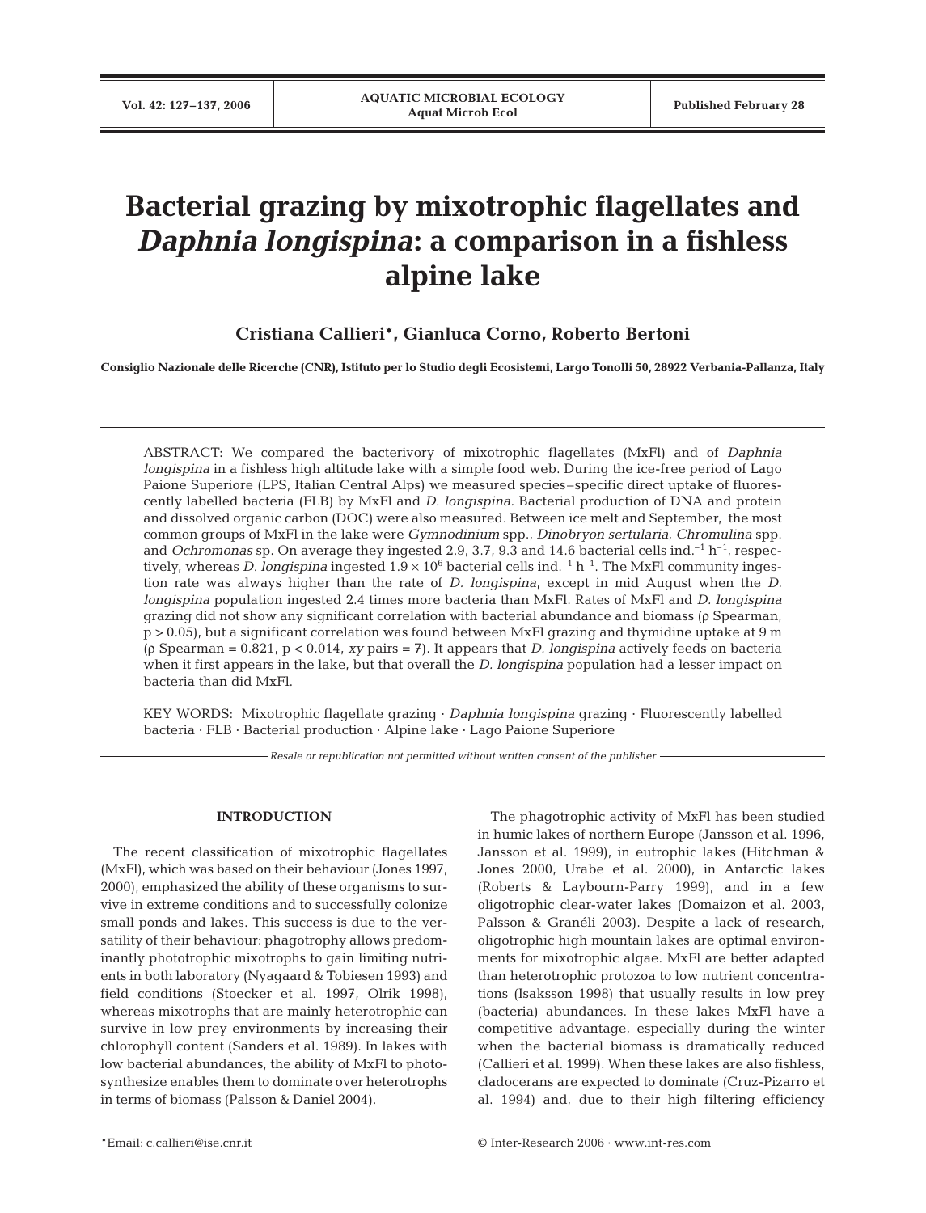# Bacterial grazing by mixotrophic flagellates and *Daphnia longispina*: a comparison in a fishless alpine lake

**Cristiana Callieri*, Gianluca Corno, Roberto Bertoni**

**Consiglio Nazionale delle Ricerche (CNR), Istituto per lo Studio degli Ecosistemi, Largo Tonolli 50, 28922 Verbania-Pallanza, Italy**

ABSTRACT: We compared the bacterivory of mixotrophic flagellates (MxFl) and of *Daphnia longispina* in a fishless high altitude lake with a simple food web. During the ice-free period of Lago Paione Superiore (LPS, Italian Central Alps) we measured species–specific direct uptake of fluorescently labelled bacteria (FLB) by MxFl and *D. longispina*. Bacterial production of DNA and protein and dissolved organic carbon (DOC) were also measured. Between ice melt and September, the most common groups of MxFl in the lake were *Gymnodinium* spp., *Dinobryon sertularia*, *Chromulina* spp. and *Ochromonas* sp. On average they ingested 2.9, 3.7, 9.3 and 14.6 bacterial cells ind.$^{-1}$ h$^{-1}$, respectively, whereas *D. longispina* ingested $1.9 \times 10^6$ bacterial cells ind.$^{-1}$ h$^{-1}$. The MxFl community ingestion rate was always higher than the rate of *D. longispina*, except in mid August when the *D. longispina* population ingested 2.4 times more bacteria than MxFl. Rates of MxFl and *D. longispina* grazing did not show any significant correlation with bacterial abundance and biomass ($\rho$ Spearman, $p > 0.05$), but a significant correlation was found between MxFl grazing and thymidine uptake at 9 m ($\rho$ Spearman = 0.821, $p < 0.014$, *xy* pairs = 7). It appears that *D. longispina* actively feeds on bacteria when it first appears in the lake, but that overall the *D. longispina* population had a lesser impact on bacteria than did MxFl.

KEY WORDS: Mixotrophic flagellate grazing · *Daphnia longispina* grazing · Fluorescently labelled bacteria · FLB · Bacterial production · Alpine lake · Lago Paione Superiore

*Resale or republication not permitted without written consent of the publisher*

## INTRODUCTION

The recent classification of mixotrophic flagellates (MxFl), which was based on their behaviour (Jones 1997, 2000), emphasized the ability of these organisms to survive in extreme conditions and to successfully colonize small ponds and lakes. This success is due to the versatility of their behaviour: phagotrophy allows predominantly phototrophic mixotrophs to gain limiting nutrients in both laboratory (Nyagaard & Tobiesen 1993) and field conditions (Stoecker et al. 1997, Olrik 1998), whereas mixotrophs that are mainly heterotrophic can survive in low prey environments by increasing their chlorophyll content (Sanders et al. 1989). In lakes with low bacterial abundances, the ability of MxFl to photosynthesize enables them to dominate over heterotrophs in terms of biomass (Palsson & Daniel 2004).

The phagotrophic activity of MxFl has been studied in humic lakes of northern Europe (Jansson et al. 1996, Jansson et al. 1999), in eutrophic lakes (Hitchman & Jones 2000, Urabe et al. 2000), in Antarctic lakes (Roberts & Laybourn-Parry 1999), and in a few oligotrophic clear-water lakes (Domaizon et al. 2003, Palsson & Granéli 2003). Despite a lack of research, oligotrophic high mountain lakes are optimal environments for mixotrophic algae. MxFl are better adapted than heterotrophic protozoa to low nutrient concentrations (Isaksson 1998) that usually results in low prey (bacteria) abundances. In these lakes MxFl have a competitive advantage, especially during the winter when the bacterial biomass is dramatically reduced (Callieri et al. 1999). When these lakes are also fishless, cladocerans are expected to dominate (Cruz-Pizarro et al. 1994) and, due to their high filtering efficiency

*Email: c.callieri@ise.cnr.it

© Inter-Research 2006 · www.int-res.com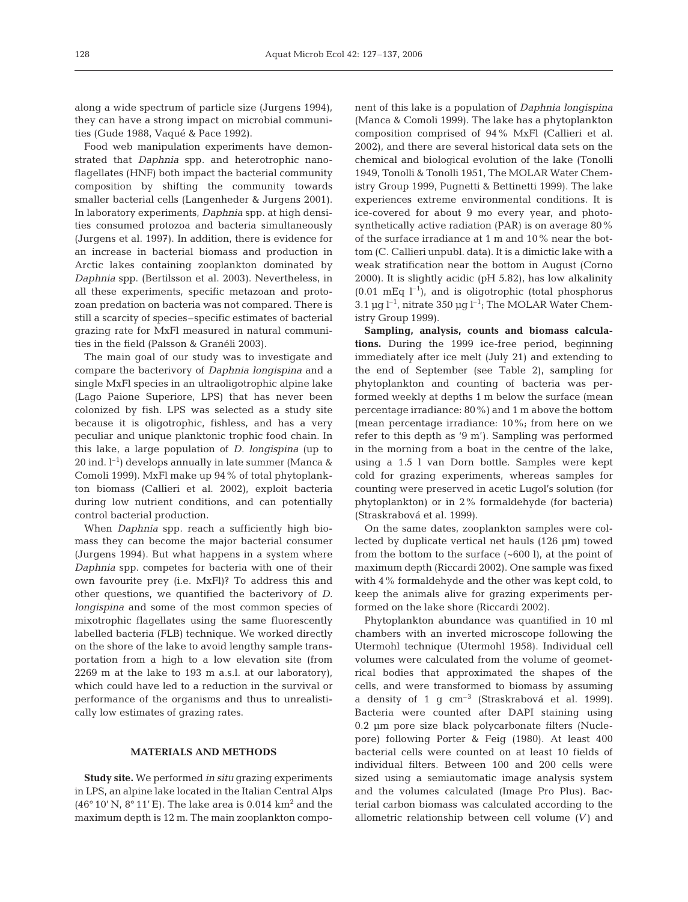along a wide spectrum of particle size (Jurgens 1994), they can have a strong impact on microbial communities (Gude 1988, Vaqué & Pace 1992).

Food web manipulation experiments have demonstrated that *Daphnia* spp. and heterotrophic nanoflagellates (HNF) both impact the bacterial community composition by shifting the community towards smaller bacterial cells (Langenheder & Jurgens 2001). In laboratory experiments, *Daphnia* spp. at high densities consumed protozoa and bacteria simultaneously (Jurgens et al. 1997). In addition, there is evidence for an increase in bacterial biomass and production in Arctic lakes containing zooplankton dominated by *Daphnia* spp. (Bertilsson et al. 2003). Nevertheless, in all these experiments, specific metazoan and protozoan predation on bacteria was not compared. There is still a scarcity of species–specific estimates of bacterial grazing rate for MxFl measured in natural communities in the field (Palsson & Granéli 2003).

The main goal of our study was to investigate and compare the bacterivory of *Daphnia longispina* and a single MxFl species in an ultraoligotrophic alpine lake (Lago Paione Superiore, LPS) that has never been colonized by fish. LPS was selected as a study site because it is oligotrophic, fishless, and has a very peculiar and unique planktonic trophic food chain. In this lake, a large population of *D. longispina* (up to 20 ind. $l^{-1}$) develops annually in late summer (Manca & Comoli 1999). MxFl make up 94% of total phytoplankton biomass (Callieri et al. 2002), exploit bacteria during low nutrient conditions, and can potentially control bacterial production.

When *Daphnia* spp. reach a sufficiently high biomass they can become the major bacterial consumer (Jurgens 1994). But what happens in a system where *Daphnia* spp. competes for bacteria with one of their own favourite prey (i.e. MxFl)? To address this and other questions, we quantified the bacterivory of *D. longispina* and some of the most common species of mixotrophic flagellates using the same fluorescently labelled bacteria (FLB) technique. We worked directly on the shore of the lake to avoid lengthy sample transportation from a high to a low elevation site (from 2269 m at the lake to 193 m a.s.l. at our laboratory), which could have led to a reduction in the survival or performance of the organisms and thus to unrealistically low estimates of grazing rates.

## MATERIALS AND METHODS

**Study site.** We performed *in situ* grazing experiments in LPS, an alpine lake located in the Italian Central Alps (46° 10′ N, 8° 11′ E). The lake area is 0.014 $km^2$ and the maximum depth is 12 m. The main zooplankton component of this lake is a population of *Daphnia longispina* (Manca & Comoli 1999). The lake has a phytoplankton composition comprised of 94% MxFl (Callieri et al. 2002), and there are several historical data sets on the chemical and biological evolution of the lake (Tonolli 1949, Tonolli & Tonolli 1951, The MOLAR Water Chemistry Group 1999, Pugnetti & Bettinetti 1999). The lake experiences extreme environmental conditions. It is ice-covered for about 9 mo every year, and photosynthetically active radiation (PAR) is on average 80% of the surface irradiance at 1 m and 10% near the bottom (C. Callieri unpubl. data). It is a dimictic lake with a weak stratification near the bottom in August (Corno 2000). It is slightly acidic (pH 5.82), has low alkalinity (0.01 mEq $l^{-1}$), and is oligotrophic (total phosphorus 3.1 µg $l^{-1}$, nitrate 350 µg $l^{-1}$; The MOLAR Water Chemistry Group 1999).

**Sampling, analysis, counts and biomass calculations.** During the 1999 ice-free period, beginning immediately after ice melt (July 21) and extending to the end of September (see Table 2), sampling for phytoplankton and counting of bacteria was performed weekly at depths 1 m below the surface (mean percentage irradiance: 80%) and 1 m above the bottom (mean percentage irradiance: 10%; from here on we refer to this depth as '9 m'). Sampling was performed in the morning from a boat in the centre of the lake, using a 1.5 l van Dorn bottle. Samples were kept cold for grazing experiments, whereas samples for counting were preserved in acetic Lugol's solution (for phytoplankton) or in 2% formaldehyde (for bacteria) (Straskrabová et al. 1999).

On the same dates, zooplankton samples were collected by duplicate vertical net hauls (126 µm) towed from the bottom to the surface (~600 l), at the point of maximum depth (Riccardi 2002). One sample was fixed with 4% formaldehyde and the other was kept cold, to keep the animals alive for grazing experiments performed on the lake shore (Riccardi 2002).

Phytoplankton abundance was quantified in 10 ml chambers with an inverted microscope following the Utermohl technique (Utermohl 1958). Individual cell volumes were calculated from the volume of geometrical bodies that approximated the shapes of the cells, and were transformed to biomass by assuming a density of 1 g $cm^{-3}$ (Straskrabová et al. 1999). Bacteria were counted after DAPI staining using 0.2 µm pore size black polycarbonate filters (Nuclepore) following Porter & Feig (1980). At least 400 bacterial cells were counted on at least 10 fields of individual filters. Between 100 and 200 cells were sized using a semiautomatic image analysis system and the volumes calculated (Image Pro Plus). Bacterial carbon biomass was calculated according to the allometric relationship between cell volume ($V$) and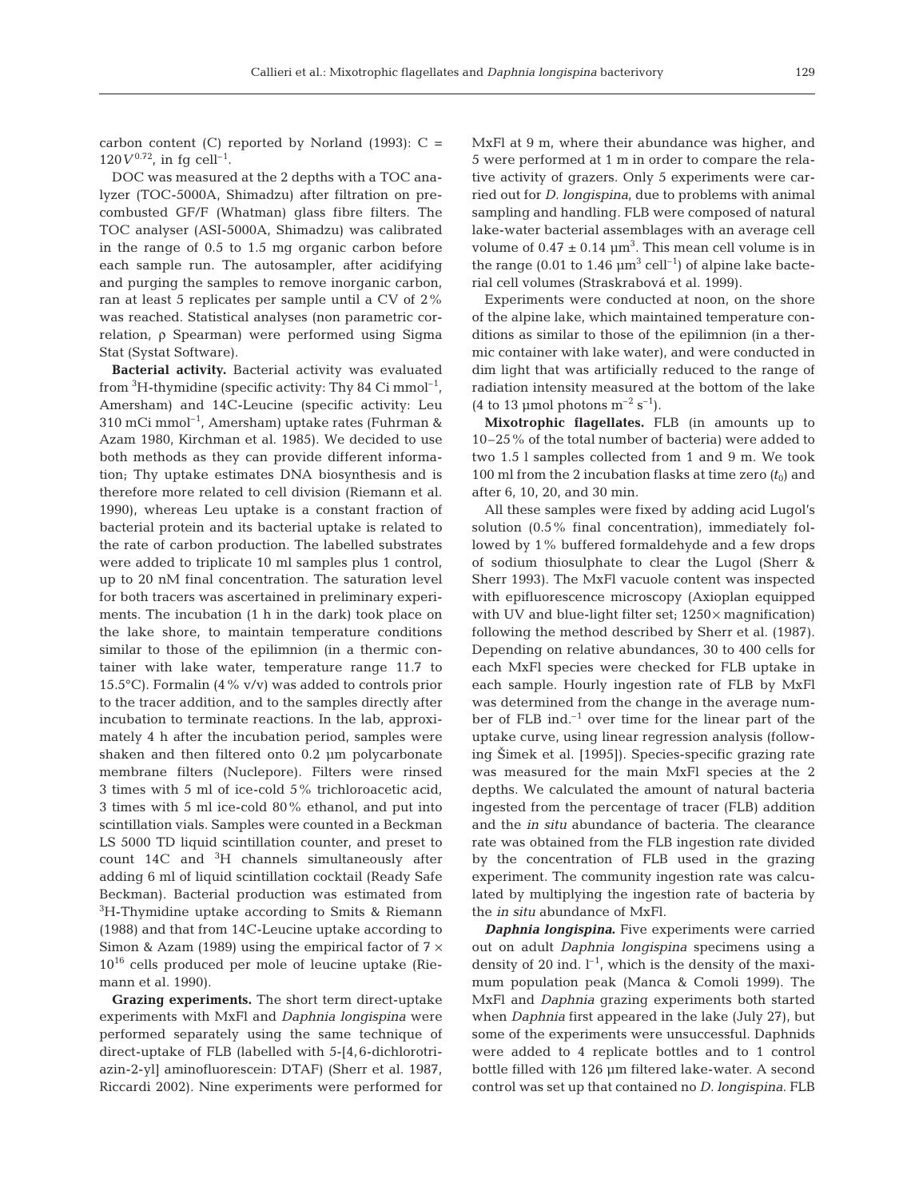carbon content (C) reported by Norland (1993): $C = 120V^{0.72}$, in fg cell$^{-1}$.

DOC was measured at the 2 depths with a TOC analyzer (TOC-5000A, Shimadzu) after filtration on precombusted GF/F (Whatman) glass fibre filters. The TOC analyser (ASI-5000A, Shimadzu) was calibrated in the range of 0.5 to 1.5 mg organic carbon before each sample run. The autosampler, after acidifying and purging the samples to remove inorganic carbon, ran at least 5 replicates per sample until a CV of 2% was reached. Statistical analyses (non parametric correlation, ρ Spearman) were performed using Sigma Stat (Systat Software).

**Bacterial activity.** Bacterial activity was evaluated from $^3$H-thymidine (specific activity: Thy 84 Ci mmol$^{-1}$, Amersham) and 14C-Leucine (specific activity: Leu 310 mCi mmol$^{-1}$, Amersham) uptake rates (Fuhrman & Azam 1980, Kirchman et al. 1985). We decided to use both methods as they can provide different information; Thy uptake estimates DNA biosynthesis and is therefore more related to cell division (Riemann et al. 1990), whereas Leu uptake is a constant fraction of bacterial protein and its bacterial uptake is related to the rate of carbon production. The labelled substrates were added to triplicate 10 ml samples plus 1 control, up to 20 nM final concentration. The saturation level for both tracers was ascertained in preliminary experiments. The incubation (1 h in the dark) took place on the lake shore, to maintain temperature conditions similar to those of the epilimnion (in a thermic container with lake water, temperature range 11.7 to 15.5°C). Formalin (4% v/v) was added to controls prior to the tracer addition, and to the samples directly after incubation to terminate reactions. In the lab, approximately 4 h after the incubation period, samples were shaken and then filtered onto 0.2 µm polycarbonate membrane filters (Nuclepore). Filters were rinsed 3 times with 5 ml of ice-cold 5% trichloroacetic acid, 3 times with 5 ml ice-cold 80% ethanol, and put into scintillation vials. Samples were counted in a Beckman LS 5000 TD liquid scintillation counter, and preset to count 14C and $^3$H channels simultaneously after adding 6 ml of liquid scintillation cocktail (Ready Safe Beckman). Bacterial production was estimated from $^3$H-Thymidine uptake according to Smits & Riemann (1988) and that from 14C-Leucine uptake according to Simon & Azam (1989) using the empirical factor of $7 \times 10^{16}$ cells produced per mole of leucine uptake (Riemann et al. 1990).

**Grazing experiments.** The short term direct-uptake experiments with MxFl and *Daphnia longispina* were performed separately using the same technique of direct-uptake of FLB (labelled with 5-[4,6-dichlorotriazin-2-yl] aminofluorescein: DTAF) (Sherr et al. 1987, Riccardi 2002). Nine experiments were performed for MxFl at 9 m, where their abundance was higher, and 5 were performed at 1 m in order to compare the relative activity of grazers. Only 5 experiments were carried out for *D. longispina*, due to problems with animal sampling and handling. FLB were composed of natural lake-water bacterial assemblages with an average cell volume of 0.47 ± 0.14 µm$^3$. This mean cell volume is in the range (0.01 to 1.46 µm$^3$ cell$^{-1}$) of alpine lake bacterial cell volumes (Straskrabová et al. 1999).

Experiments were conducted at noon, on the shore of the alpine lake, which maintained temperature conditions as similar to those of the epilimnion (in a thermic container with lake water), and were conducted in dim light that was artificially reduced to the range of radiation intensity measured at the bottom of the lake (4 to 13 µmol photons m$^{-2}$ s$^{-1}$).

**Mixotrophic flagellates.** FLB (in amounts up to 10–25% of the total number of bacteria) were added to two 1.5 l samples collected from 1 and 9 m. We took 100 ml from the 2 incubation flasks at time zero ($t_0$) and after 6, 10, 20, and 30 min.

All these samples were fixed by adding acid Lugol's solution (0.5% final concentration), immediately followed by 1% buffered formaldehyde and a few drops of sodium thiosulphate to clear the Lugol (Sherr & Sherr 1993). The MxFl vacuole content was inspected with epifluorescence microscopy (Axioplan equipped with UV and blue-light filter set; 1250× magnification) following the method described by Sherr et al. (1987). Depending on relative abundances, 30 to 400 cells for each MxFl species were checked for FLB uptake in each sample. Hourly ingestion rate of FLB by MxFl was determined from the change in the average number of FLB ind.$^{-1}$ over time for the linear part of the uptake curve, using linear regression analysis (following Šimek et al. [1995]). Species-specific grazing rate was measured for the main MxFl species at the 2 depths. We calculated the amount of natural bacteria ingested from the percentage of tracer (FLB) addition and the *in situ* abundance of bacteria. The clearance rate was obtained from the FLB ingestion rate divided by the concentration of FLB used in the grazing experiment. The community ingestion rate was calculated by multiplying the ingestion rate of bacteria by the *in situ* abundance of MxFl.

***Daphnia longispina*.** Five experiments were carried out on adult *Daphnia longispina* specimens using a density of 20 ind. l$^{-1}$, which is the density of the maximum population peak (Manca & Comoli 1999). The MxFl and *Daphnia* grazing experiments both started when *Daphnia* first appeared in the lake (July 27), but some of the experiments were unsuccessful. Daphnids were added to 4 replicate bottles and to 1 control bottle filled with 126 µm filtered lake-water. A second control was set up that contained no *D. longispina*. FLB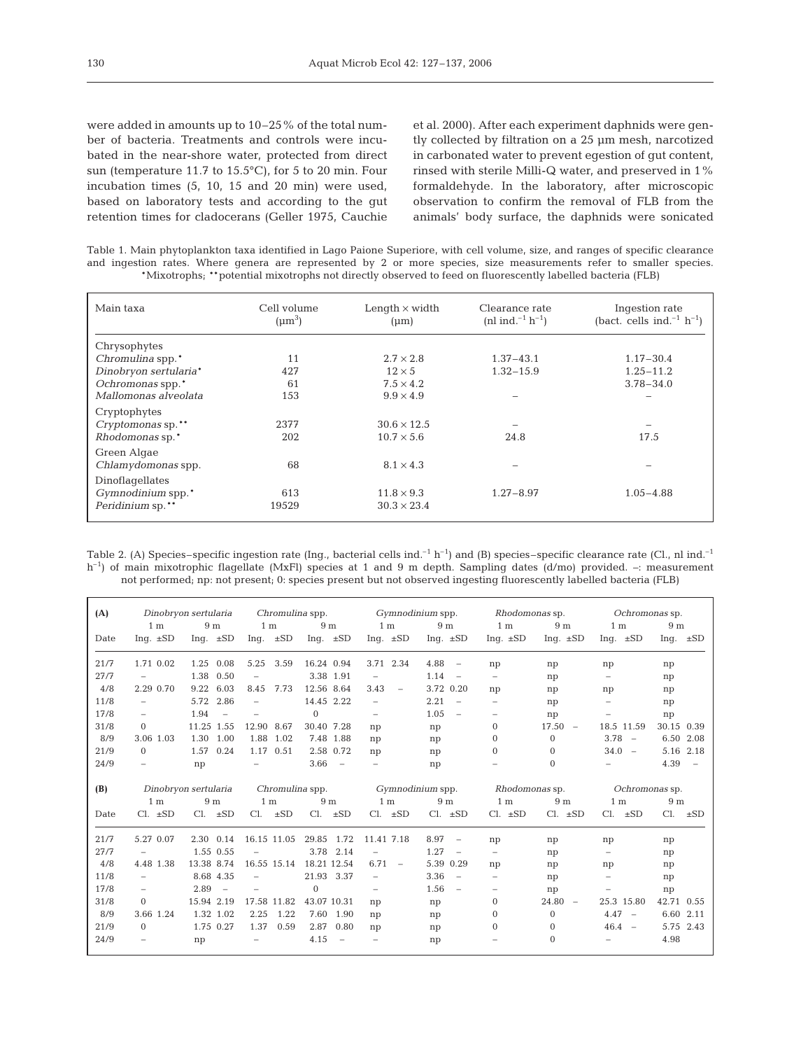were added in amounts up to 10–25% of the total number of bacteria. Treatments and controls were incubated in the near-shore water, protected from direct sun (temperature 11.7 to 15.5°C), for 5 to 20 min. Four incubation times (5, 10, 15 and 20 min) were used, based on laboratory tests and according to the gut retention times for cladocerans (Geller 1975, Cauchie et al. 2000). After each experiment daphnids were gently collected by filtration on a 25 µm mesh, narcotized in carbonated water to prevent egestion of gut content, rinsed with sterile Milli-Q water, and preserved in 1% formaldehyde. In the laboratory, after microscopic observation to confirm the removal of FLB from the animals' body surface, the daphnids were sonicated

Table 1. Main phytoplankton taxa identified in Lago Paione Superiore, with cell volume, size, and ranges of specific clearance and ingestion rates. Where genera are represented by 2 or more species, size measurements refer to smaller species. •Mixotrophs; ••potential mixotrophs not directly observed to feed on fluorescently labelled bacteria (FLB)

| Main taxa | Cell volume ($\mu m^3$) | Length × width ($\mu m$) | Clearance rate (nl $ind.^{-1}$ $h^{-1}$) | Ingestion rate (bact. cells $ind.^{-1}$ $h^{-1}$) |
|---|---|---|---|---|
| Chrysophytes | | | | |
| *Chromulina* spp.• | 11 | 2.7 × 2.8 | 1.37–43.1 | 1.17–30.4 |
| *Dinobryon sertularia*• | 427 | 12 × 5 | 1.32–15.9 | 1.25–11.2 |
| *Ochromonas* spp.• | 61 | 7.5 × 4.2 | | 3.78–34.0 |
| *Mallomonas alveolata* | 153 | 9.9 × 4.9 | – | – |
| Cryptophytes | | | | |
| *Cryptomonas* sp.•• | 2377 | 30.6 × 12.5 | – | – |
| *Rhodomonas* sp.• | 202 | 10.7 × 5.6 | 24.8 | 17.5 |
| Green Algae | | | | |
| *Chlamydomonas* spp. | 68 | 8.1 × 4.3 | – | – |
| Dinoflagellates | | | | |
| *Gymnodinium* spp.• | 613 | 11.8 × 9.3 | 1.27–8.97 | 1.05–4.88 |
| *Peridinium* sp.•• | 19529 | 30.3 × 23.4 | | |

Table 2. (A) Species–specific ingestion rate (Ing., bacterial cells $ind.^{-1}$ $h^{-1}$) and (B) species–specific clearance rate (Cl., nl $ind.^{-1}$ $h^{-1}$) of main mixotrophic flagellate (MxFl) species at 1 and 9 m depth. Sampling dates (d/mo) provided. –: measurement not performed; np: not present; 0: species present but not observed ingesting fluorescently labelled bacteria (FLB)

| (A) | *Dinobryon sertularia* | | | | *Chromulina* spp. | | | | *Gymnodinium* spp. | | | | *Rhodomonas* sp. | | | | *Ochromonas* sp. | | | |
|---|---|---|---|---|---|---|---|---|---|---|---|---|---|---|---|---|---|---|---|---|
| | 1 m | | 9 m | | 1 m | | 9 m | | 1 m | | 9 m | | 1 m | | 9 m | | 1 m | | 9 m | |
| Date | Ing. | ±SD | Ing. | ±SD | Ing. | ±SD | Ing. | ±SD | Ing. | ±SD | Ing. | ±SD | Ing. | ±SD | Ing. | ±SD | Ing. | ±SD | Ing. | ±SD |
| 21/7 | 1.71 | 0.02 | 1.25 | 0.08 | 5.25 | 3.59 | 16.24 | 0.94 | 3.71 | 2.34 | 4.88 | – | np | | np | | np | | np | |
| 27/7 | – | | 1.38 | 0.50 | – | | 3.38 | 1.91 | – | | 1.14 | – | – | | np | | – | | np | |
| 4/8 | 2.29 | 0.70 | 9.22 | 6.03 | 8.45 | 7.73 | 12.56 | 8.64 | 3.43 | – | 3.72 | 0.20 | np | | np | | np | | np | |
| 11/8 | – | | 5.72 | 2.86 | – | | 14.45 | 2.22 | – | | 2.21 | – | – | | np | | – | | np | |
| 17/8 | – | | 1.94 | – | – | | 0 | | – | | 1.05 | – | – | | np | | – | | np | |
| 31/8 | 0 | | 11.25 | 1.55 | 12.90 | 8.67 | 30.40 | 7.28 | np | | np | | 0 | | 17.50 | – | 18.5 | 11.59 | 30.15 | 0.39 |
| 8/9 | 3.06 | 1.03 | 1.30 | 1.00 | 1.88 | 1.02 | 7.48 | 1.88 | np | | np | | 0 | | 0 | | 3.78 | – | 6.50 | 2.08 |
| 21/9 | 0 | | 1.57 | 0.24 | 1.17 | 0.51 | 2.58 | 0.72 | np | | np | | 0 | | 0 | | 34.0 | – | 5.16 | 2.18 |
| 24/9 | – | | np | | – | | 3.66 | – | – | | np | | – | | 0 | | – | | 4.39 | – |

| (B) | *Dinobryon sertularia* | | | | *Chromulina* spp. | | | | *Gymnodinium* spp. | | | | *Rhodomonas* sp. | | | | *Ochromonas* sp. | | | |
|---|---|---|---|---|---|---|---|---|---|---|---|---|---|---|---|---|---|---|---|---|
| | 1 m | | 9 m | | 1 m | | 9 m | | 1 m | | 9 m | | 1 m | | 9 m | | 1 m | | 9 m | |
| Date | Cl. | ±SD | Cl. | ±SD | Cl. | ±SD | Cl. | ±SD | Cl. | ±SD | Cl. | ±SD | Cl. | ±SD | Cl. | ±SD | Cl. | ±SD | Cl. | ±SD |
| 21/7 | 5.27 | 0.07 | 2.30 | 0.14 | 16.15 | 11.05 | 29.85 | 1.72 | 11.41 | 7.18 | 8.97 | – | np | | np | | np | | np | |
| 27/7 | – | | 1.55 | 0.55 | – | | 3.78 | 2.14 | – | | 1.27 | – | – | | np | | – | | np | |
| 4/8 | 4.48 | 1.38 | 13.38 | 8.74 | 16.55 | 15.14 | 18.21 | 12.54 | 6.71 | – | 5.39 | 0.29 | np | | np | | np | | np | |
| 11/8 | – | | 8.68 | 4.35 | – | | 21.93 | 3.37 | – | | 3.36 | – | – | | np | | – | | np | |
| 17/8 | – | | 2.89 | – | – | | 0 | | – | | 1.56 | – | – | | np | | – | | np | |
| 31/8 | 0 | | 15.94 | 2.19 | 17.58 | 11.82 | 43.07 | 10.31 | np | | np | | 0 | | 24.80 | – | 25.3 | 15.80 | 42.71 | 0.55 |
| 8/9 | 3.66 | 1.24 | 1.32 | 1.02 | 2.25 | 1.22 | 7.60 | 1.90 | np | | np | | 0 | | 0 | | 4.47 | – | 6.60 | 2.11 |
| 21/9 | 0 | | 1.75 | 0.27 | 1.37 | 0.59 | 2.87 | 0.80 | np | | np | | 0 | | 0 | | 46.4 | – | 5.75 | 2.43 |
| 24/9 | – | | np | | – | | 4.15 | – | – | | np | | – | | 0 | | – | | 4.98 | |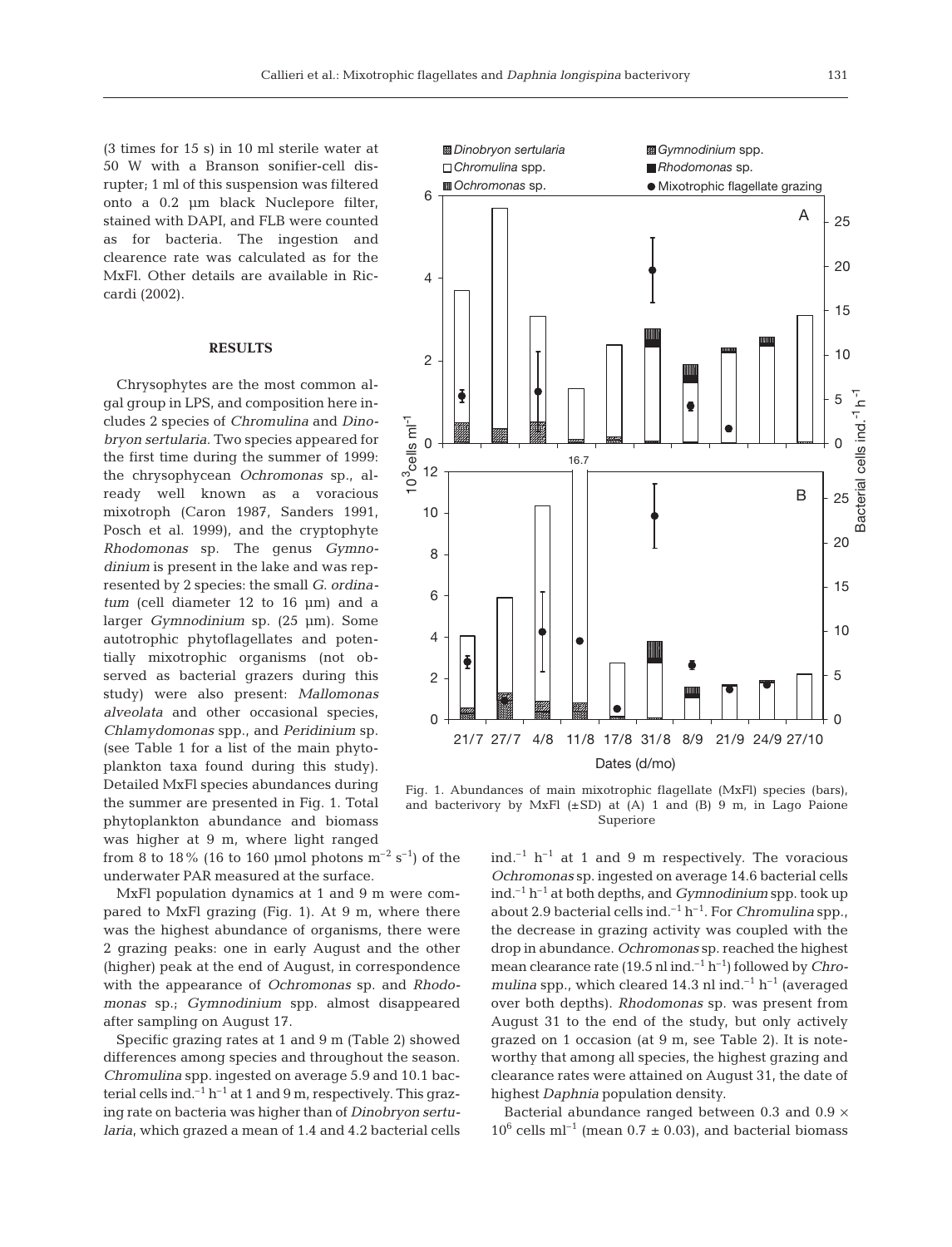(3 times for 15 s) in 10 ml sterile water at 50 W with a Branson sonifier-cell disrupter; 1 ml of this suspension was filtered onto a 0.2 µm black Nuclepore filter, stained with DAPI, and FLB were counted as for bacteria. The ingestion and clearence rate was calculated as for the MxFl. Other details are available in Riccardi (2002).

## RESULTS

Chrysophytes are the most common algal group in LPS, and composition here includes 2 species of *Chromulina* and *Dinobryon sertularia.* Two species appeared for the first time during the summer of 1999: the chrysophycean *Ochromonas* sp., already well known as a voracious mixotroph (Caron 1987, Sanders 1991, Posch et al. 1999), and the cryptophyte *Rhodomonas* sp. The genus *Gymnodinium* is present in the lake and was represented by 2 species: the small *G. ordinatum* (cell diameter 12 to 16 µm) and a larger *Gymnodinium* sp. (25 µm). Some autotrophic phytoflagellates and potentially mixotrophic organisms (not observed as bacterial grazers during this study) were also present: *Mallomonas alveolata* and other occasional species, *Chlamydomonas* spp., and *Peridinium* sp. (see Table 1 for a list of the main phytoplankton taxa found during this study). Detailed MxFl species abundances during the summer are presented in Fig. 1. Total phytoplankton abundance and biomass was higher at 9 m, where light ranged from 8 to 18% (16 to 160 µmol photons $m^{-2}$ $s^{-1}$) of the underwater PAR measured at the surface.

MxFl population dynamics at 1 and 9 m were compared to MxFl grazing (Fig. 1). At 9 m, where there was the highest abundance of organisms, there were 2 grazing peaks: one in early August and the other (higher) peak at the end of August, in correspondence with the appearance of *Ochromonas* sp. and *Rhodomonas* sp.; *Gymnodinium* spp. almost disappeared after sampling on August 17.

Specific grazing rates at 1 and 9 m (Table 2) showed differences among species and throughout the season. *Chromulina* spp. ingested on average 5.9 and 10.1 bacterial cells ind.$^{-1}$ h$^{-1}$ at 1 and 9 m, respectively. This grazing rate on bacteria was higher than of *Dinobryon sertularia*, which grazed a mean of 1.4 and 4.2 bacterial cells ind.$^{-1}$ h$^{-1}$ at 1 and 9 m respectively. The voracious *Ochromonas* sp. ingested on average 14.6 bacterial cells ind.$^{-1}$ h$^{-1}$ at both depths, and *Gymnodinium* spp. took up about 2.9 bacterial cells ind.$^{-1}$ h$^{-1}$. For *Chromulina* spp., the decrease in grazing activity was coupled with the drop in abundance. *Ochromonas* sp. reached the highest mean clearance rate (19.5 nl ind.$^{-1}$ h$^{-1}$) followed by *Chromulina* spp., which cleared 14.3 nl ind.$^{-1}$ h$^{-1}$ (averaged over both depths). *Rhodomonas* sp. was present from August 31 to the end of the study, but only actively grazed on 1 occasion (at 9 m, see Table 2). It is noteworthy that among all species, the highest grazing and clearance rates were attained on August 31, the date of highest *Daphnia* population density.

Bacterial abundance ranged between 0.3 and 0.9 × $10^6$ cells ml$^{-1}$ (mean 0.7 ± 0.03), and bacterial biomass

Fig. 1. Abundances of main mixotrophic flagellate (MxFl) species (bars), and bacterivory by MxFl (±SD) at (A) 1 and (B) 9 m, in Lago Paione Superiore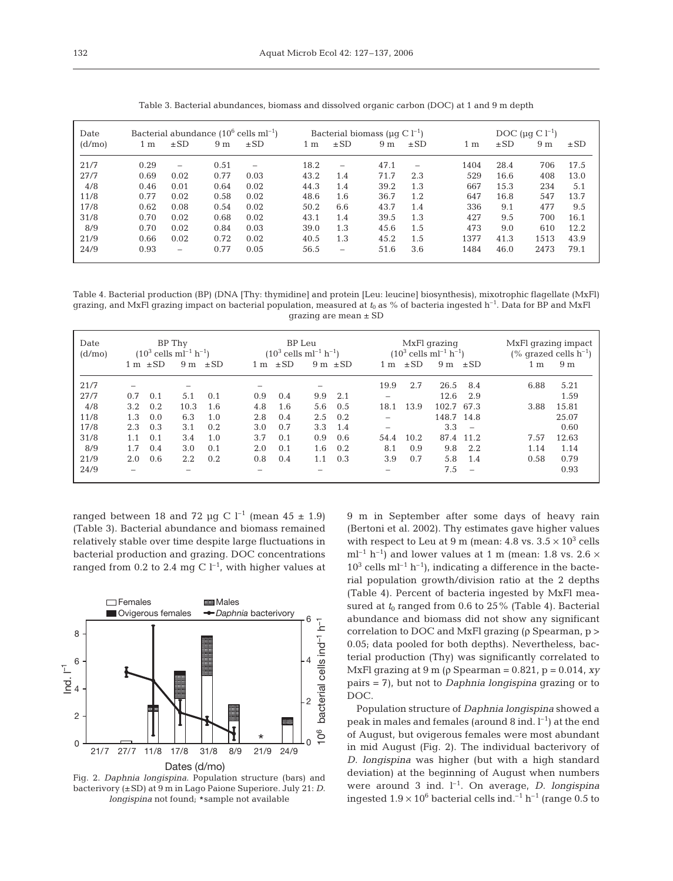Table 3. Bacterial abundances, biomass and dissolved organic carbon (DOC) at 1 and 9 m depth

| Date (d/mo) | Bacterial abundance ($10^6$ cells ml$^{-1}$) 1 m | ±SD | 9 m | ±SD | Bacterial biomass (µg C l$^{-1}$) 1 m | ±SD | 9 m | ±SD | DOC (µg C l$^{-1}$) 1 m | ±SD | 9 m | ±SD |
|---|---|---|---|---|---|---|---|---|---|---|---|---|
| 21/7 | 0.29 | – | 0.51 | – | 18.2 | – | 47.1 | – | 1404 | 28.4 | 706 | 17.5 |
| 27/7 | 0.69 | 0.02 | 0.77 | 0.03 | 43.2 | 1.4 | 71.7 | 2.3 | 529 | 16.6 | 408 | 13.0 |
| 4/8 | 0.46 | 0.01 | 0.64 | 0.02 | 44.3 | 1.4 | 39.2 | 1.3 | 667 | 15.3 | 234 | 5.1 |
| 11/8 | 0.77 | 0.02 | 0.58 | 0.02 | 48.6 | 1.6 | 36.7 | 1.2 | 647 | 16.8 | 547 | 13.7 |
| 17/8 | 0.62 | 0.08 | 0.54 | 0.02 | 50.2 | 6.6 | 43.7 | 1.4 | 336 | 9.1 | 477 | 9.5 |
| 31/8 | 0.70 | 0.02 | 0.68 | 0.02 | 43.1 | 1.4 | 39.5 | 1.3 | 427 | 9.5 | 700 | 16.1 |
| 8/9 | 0.70 | 0.02 | 0.84 | 0.03 | 39.0 | 1.3 | 45.6 | 1.5 | 473 | 9.0 | 610 | 12.2 |
| 21/9 | 0.66 | 0.02 | 0.72 | 0.02 | 40.5 | 1.3 | 45.2 | 1.5 | 1377 | 41.3 | 1513 | 43.9 |
| 24/9 | 0.93 | – | 0.77 | 0.05 | 56.5 | – | 51.6 | 3.6 | 1484 | 46.0 | 2473 | 79.1 |

Table 4. Bacterial production (BP) (DNA [Thy: thymidine] and protein [Leu: leucine] biosynthesis), mixotrophic flagellate (MxFl) grazing, and MxFl grazing impact on bacterial population, measured at $t_0$ as % of bacteria ingested h$^{-1}$. Data for BP and MxFl grazing are mean ± SD

| Date (d/mo) | BP Thy ($10^3$ cells ml$^{-1}$ h$^{-1}$) 1 m | ±SD | 9 m | ±SD | BP Leu ($10^3$ cells ml$^{-1}$ h$^{-1}$) 1 m | ±SD | 9 m | ±SD | MxFl grazing ($10^3$ cells ml$^{-1}$ h$^{-1}$) 1 m | ±SD | 9 m | ±SD | MxFl grazing impact (% grazed cells h$^{-1}$) 1 m | 9 m |
|---|---|---|---|---|---|---|---|---|---|---|---|---|---|---|
| 21/7 | – | | – | | – | | – | | 19.9 | 2.7 | 26.5 | 8.4 | 6.88 | 5.21 |
| 27/7 | 0.7 | 0.1 | 5.1 | 0.1 | 0.9 | 0.4 | 9.9 | 2.1 | – | | 12.6 | 2.9 | | 1.59 |
| 4/8 | 3.2 | 0.2 | 10.3 | 1.6 | 4.8 | 1.6 | 5.6 | 0.5 | 18.1 | 13.9 | 102.7 | 67.3 | 3.88 | 15.81 |
| 11/8 | 1.3 | 0.0 | 6.3 | 1.0 | 2.8 | 0.4 | 2.5 | 0.2 | – | | 148.7 | 14.8 | | 25.07 |
| 17/8 | 2.3 | 0.3 | 3.1 | 0.2 | 3.0 | 0.7 | 3.3 | 1.4 | – | | 3.3 | – | | 0.60 |
| 31/8 | 1.1 | 0.1 | 3.4 | 1.0 | 3.7 | 0.1 | 0.9 | 0.6 | 54.4 | 10.2 | 87.4 | 11.2 | 7.57 | 12.63 |
| 8/9 | 1.7 | 0.4 | 3.0 | 0.1 | 2.0 | 0.1 | 1.6 | 0.2 | 8.1 | 0.9 | 9.8 | 2.2 | 1.14 | 1.14 |
| 21/9 | 2.0 | 0.6 | 2.2 | 0.2 | 0.8 | 0.4 | 1.1 | 0.3 | 3.9 | 0.7 | 5.8 | 1.4 | 0.58 | 0.79 |
| 24/9 | – | | – | | – | | – | | – | | 7.5 | – | | 0.93 |

ranged between 18 and 72 µg C l$^{-1}$ (mean 45 ± 1.9) (Table 3). Bacterial abundance and biomass remained relatively stable over time despite large fluctuations in bacterial production and grazing. DOC concentrations ranged from 0.2 to 2.4 mg C l$^{-1}$, with higher values at 9 m in September after some days of heavy rain (Bertoni et al. 2002). Thy estimates gave higher values with respect to Leu at 9 m (mean: 4.8 vs. $3.5 \times 10^3$ cells ml$^{-1}$ h$^{-1}$) and lower values at 1 m (mean: 1.8 vs. 2.6 × $10^3$ cells ml$^{-1}$ h$^{-1}$), indicating a difference in the bacterial population growth/division ratio at the 2 depths (Table 4). Percent of bacteria ingested by MxFl measured at $t_0$ ranged from 0.6 to 25% (Table 4). Bacterial abundance and biomass did not show any significant correlation to DOC and MxFl grazing (ρ Spearman, $p > 0.05$; data pooled for both depths). Nevertheless, bacterial production (Thy) was significantly correlated to MxFl grazing at 9 m (ρ Spearman = 0.821, $p = 0.014$, *xy* pairs = 7), but not to *Daphnia longispina* grazing or to DOC.

Fig. 2. *Daphnia longispina*. Population structure (bars) and bacterivory (±SD) at 9 m in Lago Paione Superiore. July 21: *D. longispina* not found; *sample not available

Population structure of *Daphnia longispina* showed a peak in males and females (around 8 ind. l$^{-1}$) at the end of August, but ovigerous females were most abundant in mid August (Fig. 2). The individual bacterivory of *D. longispina* was higher (but with a high standard deviation) at the beginning of August when numbers were around 3 ind. l$^{-1}$. On average, *D. longispina* ingested $1.9 \times 10^6$ bacterial cells ind.$^{-1}$ h$^{-1}$ (range 0.5 to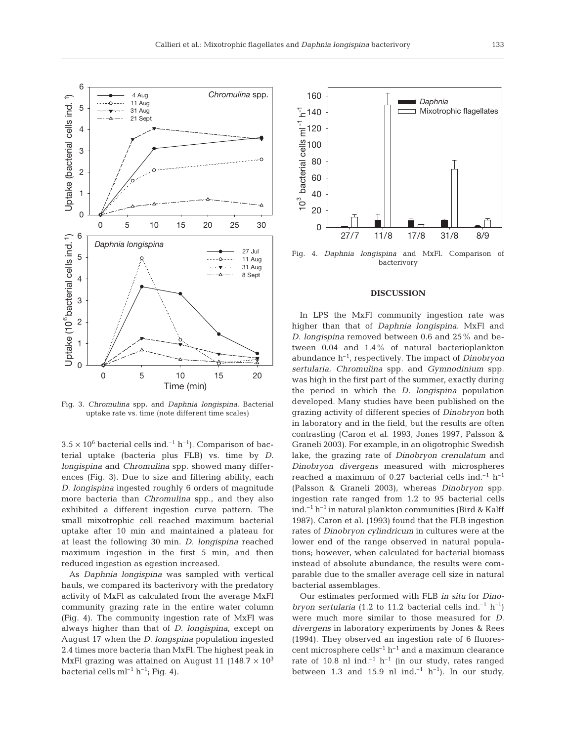Fig. 3. *Chromulina* spp. and *Daphnia longispina.* Bacterial uptake rate vs. time (note different time scales)

Fig. 4. *Daphnia longispina* and MxFl. Comparison of bacterivory

$3.5 \times 10^6$ bacterial cells ind.$^{-1}$ h$^{-1}$). Comparison of bacterial uptake (bacteria plus FLB) vs. time by *D. longispina* and *Chromulina* spp. showed many differences (Fig. 3). Due to size and filtering ability, each *D. longispina* ingested roughly 6 orders of magnitude more bacteria than *Chromulina* spp., and they also exhibited a different ingestion curve pattern. The small mixotrophic cell reached maximum bacterial uptake after 10 min and maintained a plateau for at least the following 30 min. *D. longispina* reached maximum ingestion in the first 5 min, and then reduced ingestion as egestion increased.

As *Daphnia longispina* was sampled with vertical hauls, we compared its bacterivory with the predatory activity of MxFl as calculated from the average MxFl community grazing rate in the entire water column (Fig. 4). The community ingestion rate of MxFl was always higher than that of *D. longispina*, except on August 17 when the *D. longspina* population ingested 2.4 times more bacteria than MxFl. The highest peak in MxFl grazing was attained on August 11 ($148.7 \times 10^3$ bacterial cells ml$^{-1}$ h$^{-1}$; Fig. 4).

## DISCUSSION

In LPS the MxFl community ingestion rate was higher than that of *Daphnia longispina*. MxFl and *D. longispina* removed between 0.6 and 25% and between 0.04 and 1.4% of natural bacterioplankton abundance h$^{-1}$, respectively. The impact of *Dinobryon sertularia*, *Chromulina* spp. and *Gymnodinium* spp. was high in the first part of the summer, exactly during the period in which the *D. longispina* population developed. Many studies have been published on the grazing activity of different species of *Dinobryon* both in laboratory and in the field, but the results are often contrasting (Caron et al. 1993, Jones 1997, Palsson & Graneli 2003). For example, in an oligotrophic Swedish lake, the grazing rate of *Dinobryon crenulatum* and *Dinobryon divergens* measured with microspheres reached a maximum of 0.27 bacterial cells ind.$^{-1}$ h$^{-1}$ (Palsson & Graneli 2003), whereas *Dinobryon* spp. ingestion rate ranged from 1.2 to 95 bacterial cells ind.$^{-1}$ h$^{-1}$ in natural plankton communities (Bird & Kalff 1987). Caron et al. (1993) found that the FLB ingestion rates of *Dinobryon cylindricum* in cultures were at the lower end of the range observed in natural populations; however, when calculated for bacterial biomass instead of absolute abundance, the results were comparable due to the smaller average cell size in natural bacterial assemblages.

Our estimates performed with FLB *in situ* for *Dinobryon sertularia* (1.2 to 11.2 bacterial cells ind.$^{-1}$ h$^{-1}$) were much more similar to those measured for *D. divergens* in laboratory experiments by Jones & Rees (1994). They observed an ingestion rate of 6 fluorescent microsphere cells$^{-1}$ h$^{-1}$ and a maximum clearance rate of 10.8 nl ind.$^{-1}$ h$^{-1}$ (in our study, rates ranged between 1.3 and 15.9 nl ind.$^{-1}$ h$^{-1}$). In our study,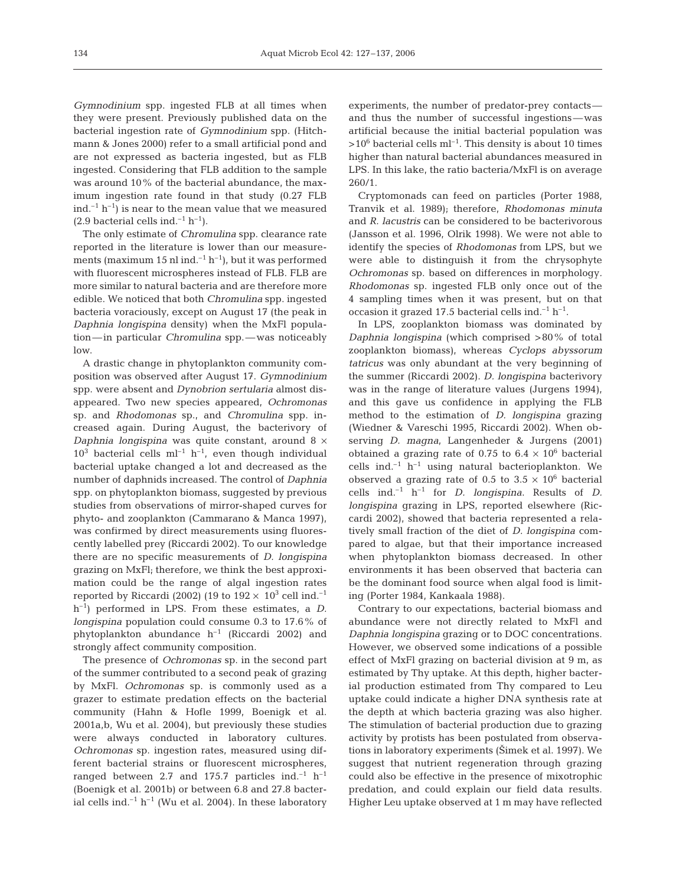*Gymnodinium* spp. ingested FLB at all times when they were present. Previously published data on the bacterial ingestion rate of *Gymnodinium* spp. (Hitchmann & Jones 2000) refer to a small artificial pond and are not expressed as bacteria ingested, but as FLB ingested. Considering that FLB addition to the sample was around 10% of the bacterial abundance, the maximum ingestion rate found in that study (0.27 FLB ind.$^{-1}$ h$^{-1}$) is near to the mean value that we measured (2.9 bacterial cells ind.$^{-1}$ h$^{-1}$).

The only estimate of *Chromulina* spp. clearance rate reported in the literature is lower than our measurements (maximum 15 nl ind.$^{-1}$ h$^{-1}$), but it was performed with fluorescent microspheres instead of FLB. FLB are more similar to natural bacteria and are therefore more edible. We noticed that both *Chromulina* spp. ingested bacteria voraciously, except on August 17 (the peak in *Daphnia longispina* density) when the MxFl population—in particular *Chromulina* spp.—was noticeably low.

A drastic change in phytoplankton community composition was observed after August 17. *Gymnodinium* spp. were absent and *Dynobrion sertularia* almost disappeared. Two new species appeared, *Ochromonas* sp. and *Rhodomonas* sp., and *Chromulina* spp. increased again. During August, the bacterivory of *Daphnia longispina* was quite constant, around $8 \times 10^3$ bacterial cells ml$^{-1}$ h$^{-1}$, even though individual bacterial uptake changed a lot and decreased as the number of daphnids increased. The control of *Daphnia* spp. on phytoplankton biomass, suggested by previous studies from observations of mirror-shaped curves for phyto- and zooplankton (Cammarano & Manca 1997), was confirmed by direct measurements using fluorescently labelled prey (Riccardi 2002). To our knowledge there are no specific measurements of *D. longispina* grazing on MxFl; therefore, we think the best approximation could be the range of algal ingestion rates reported by Riccardi (2002) ($19$ to $192 \times 10^3$ cell ind.$^{-1}$ h$^{-1}$) performed in LPS. From these estimates, a *D. longispina* population could consume 0.3 to 17.6% of phytoplankton abundance h$^{-1}$ (Riccardi 2002) and strongly affect community composition.

The presence of *Ochromonas* sp. in the second part of the summer contributed to a second peak of grazing by MxFl. *Ochromonas* sp. is commonly used as a grazer to estimate predation effects on the bacterial community (Hahn & Hofle 1999, Boenigk et al. 2001a,b, Wu et al. 2004), but previously these studies were always conducted in laboratory cultures. *Ochromonas* sp. ingestion rates, measured using different bacterial strains or fluorescent microspheres, ranged between 2.7 and 175.7 particles ind.$^{-1}$ h$^{-1}$ (Boenigk et al. 2001b) or between 6.8 and 27.8 bacterial cells ind.$^{-1}$ h$^{-1}$ (Wu et al. 2004). In these laboratory experiments, the number of predator-prey contacts—and thus the number of successful ingestions—was artificial because the initial bacterial population was $>10^6$ bacterial cells ml$^{-1}$. This density is about 10 times higher than natural bacterial abundances measured in LPS. In this lake, the ratio bacteria/MxFl is on average 260/1.

Cryptomonads can feed on particles (Porter 1988, Tranvik et al. 1989); therefore, *Rhodomonas minuta* and *R. lacustris* can be considered to be bacterivorous (Jansson et al. 1996, Olrik 1998). We were not able to identify the species of *Rhodomonas* from LPS, but we were able to distinguish it from the chrysophyte *Ochromonas* sp. based on differences in morphology. *Rhodomonas* sp. ingested FLB only once out of the 4 sampling times when it was present, but on that occasion it grazed 17.5 bacterial cells ind.$^{-1}$ h$^{-1}$.

In LPS, zooplankton biomass was dominated by *Daphnia longispina* (which comprised >80% of total zooplankton biomass), whereas *Cyclops abyssorum tatricus* was only abundant at the very beginning of the summer (Riccardi 2002). *D. longispina* bacterivory was in the range of literature values (Jurgens 1994), and this gave us confidence in applying the FLB method to the estimation of *D. longispina* grazing (Wiedner & Vareschi 1995, Riccardi 2002). When observing *D. magna*, Langenheder & Jurgens (2001) obtained a grazing rate of 0.75 to $6.4 \times 10^6$ bacterial cells ind.$^{-1}$ h$^{-1}$ using natural bacterioplankton. We observed a grazing rate of 0.5 to $3.5 \times 10^6$ bacterial cells ind.$^{-1}$ h$^{-1}$ for *D. longispina*. Results of *D. longispina* grazing in LPS, reported elsewhere (Riccardi 2002), showed that bacteria represented a relatively small fraction of the diet of *D. longispina* compared to algae, but that their importance increased when phytoplankton biomass decreased. In other environments it has been observed that bacteria can be the dominant food source when algal food is limiting (Porter 1984, Kankaala 1988).

Contrary to our expectations, bacterial biomass and abundance were not directly related to MxFl and *Daphnia longispina* grazing or to DOC concentrations. However, we observed some indications of a possible effect of MxFl grazing on bacterial division at 9 m, as estimated by Thy uptake. At this depth, higher bacterial production estimated from Thy compared to Leu uptake could indicate a higher DNA synthesis rate at the depth at which bacteria grazing was also higher. The stimulation of bacterial production due to grazing activity by protists has been postulated from observations in laboratory experiments (Šimek et al. 1997). We suggest that nutrient regeneration through grazing could also be effective in the presence of mixotrophic predation, and could explain our field data results. Higher Leu uptake observed at 1 m may have reflected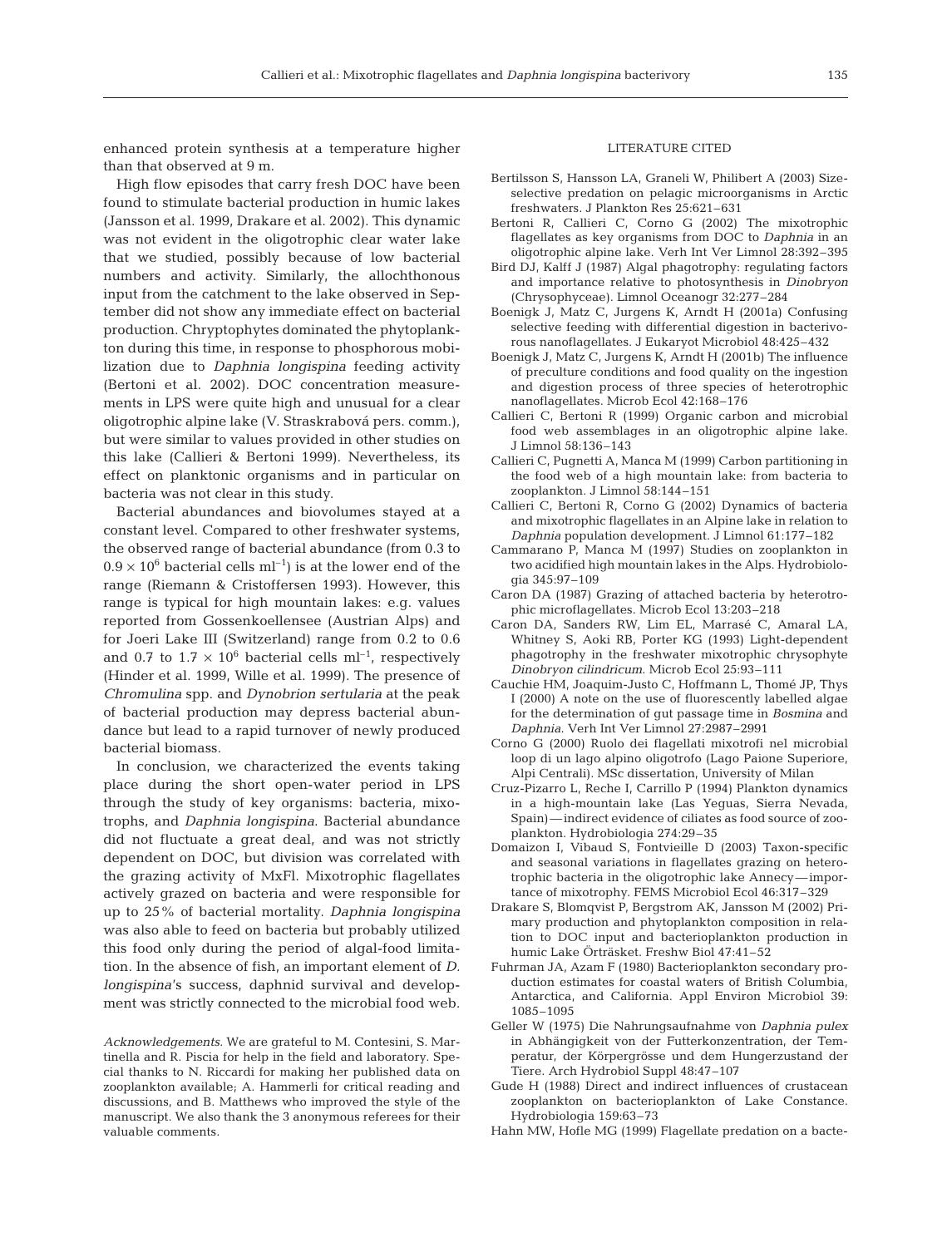enhanced protein synthesis at a temperature higher than that observed at 9 m.

High flow episodes that carry fresh DOC have been found to stimulate bacterial production in humic lakes (Jansson et al. 1999, Drakare et al. 2002). This dynamic was not evident in the oligotrophic clear water lake that we studied, possibly because of low bacterial numbers and activity. Similarly, the allochthonous input from the catchment to the lake observed in September did not show any immediate effect on bacterial production. Cryptophytes dominated the phytoplankton during this time, in response to phosphorous mobilization due to *Daphnia longispina* feeding activity (Bertoni et al. 2002). DOC concentration measurements in LPS were quite high and unusual for a clear oligotrophic alpine lake (V. Straskrabová pers. comm.), but were similar to values provided in other studies on this lake (Callieri & Bertoni 1999). Nevertheless, its effect on planktonic organisms and in particular on bacteria was not clear in this study.

Bacterial abundances and biovolumes stayed at a constant level. Compared to other freshwater systems, the observed range of bacterial abundance (from 0.3 to $0.9 \times 10^6$ bacterial cells $ml^{-1}$) is at the lower end of the range (Riemann & Cristoffersen 1993). However, this range is typical for high mountain lakes: e.g. values reported from Gossenkoellensee (Austrian Alps) and for Joeri Lake III (Switzerland) range from 0.2 to 0.6 and 0.7 to $1.7 \times 10^6$ bacterial cells $ml^{-1}$, respectively (Hinder et al. 1999, Wille et al. 1999). The presence of *Chromulina* spp. and *Dynobrion sertularia* at the peak of bacterial production may depress bacterial abundance but lead to a rapid turnover of newly produced bacterial biomass.

In conclusion, we characterized the events taking place during the short open-water period in LPS through the study of key organisms: bacteria, mixotrophs, and *Daphnia longispina*. Bacterial abundance did not fluctuate a great deal, and was not strictly dependent on DOC, but division was correlated with the grazing activity of MxFl. Mixotrophic flagellates actively grazed on bacteria and were responsible for up to 25% of bacterial mortality. *Daphnia longispina* was also able to feed on bacteria but probably utilized this food only during the period of algal-food limitation. In the absence of fish, an important element of *D. longispina*'s success, daphnid survival and development was strictly connected to the microbial food web.

*Acknowledgements.* We are grateful to M. Contesini, S. Martinella and R. Piscia for help in the field and laboratory. Special thanks to N. Riccardi for making her published data on zooplankton available; A. Hammerli for critical reading and discussions, and B. Matthews who improved the style of the manuscript. We also thank the 3 anonymous referees for their valuable comments.

## LITERATURE CITED

Bertilsson S, Hansson LA, Graneli W, Philibert A (2003) Size-selective predation on pelagic microorganisms in Arctic freshwaters. J Plankton Res 25:621–631

Bertoni R, Callieri C, Corno G (2002) The mixotrophic flagellates as key organisms from DOC to *Daphnia* in an oligotrophic alpine lake. Verh Int Ver Limnol 28:392–395

Bird DJ, Kalff J (1987) Algal phagotrophy: regulating factors and importance relative to photosynthesis in *Dinobryon* (Chrysophyceae). Limnol Oceanogr 32:277–284

Boenigk J, Matz C, Jurgens K, Arndt H (2001a) Confusing selective feeding with differential digestion in bacterivorous nanoflagellates. J Eukaryot Microbiol 48:425–432

Boenigk J, Matz C, Jurgens K, Arndt H (2001b) The influence of preculture conditions and food quality on the ingestion and digestion process of three species of heterotrophic nanoflagellates. Microb Ecol 42:168–176

Callieri C, Bertoni R (1999) Organic carbon and microbial food web assemblages in an oligotrophic alpine lake. J Limnol 58:136–143

Callieri C, Pugnetti A, Manca M (1999) Carbon partitioning in the food web of a high mountain lake: from bacteria to zooplankton. J Limnol 58:144–151

Callieri C, Bertoni R, Corno G (2002) Dynamics of bacteria and mixotrophic flagellates in an Alpine lake in relation to *Daphnia* population development. J Limnol 61:177–182

Cammarano P, Manca M (1997) Studies on zooplankton in two acidified high mountain lakes in the Alps. Hydrobiologia 345:97–109

Caron DA (1987) Grazing of attached bacteria by heterotrophic microflagellates. Microb Ecol 13:203–218

Caron DA, Sanders RW, Lim EL, Marrasé C, Amaral LA, Whitney S, Aoki RB, Porter KG (1993) Light-dependent phagotrophy in the freshwater mixotrophic chrysophyte *Dinobryon cilindricum*. Microb Ecol 25:93–111

Cauchie HM, Joaquim-Justo C, Hoffmann L, Thomé JP, Thys I (2000) A note on the use of fluorescently labelled algae for the determination of gut passage time in *Bosmina* and *Daphnia*. Verh Int Ver Limnol 27:2987–2991

Corno G (2000) Ruolo dei flagellati mixotrofi nel microbial loop di un lago alpino oligotrofo (Lago Paione Superiore, Alpi Centrali). MSc dissertation, University of Milan

Cruz-Pizarro L, Reche I, Carrillo P (1994) Plankton dynamics in a high-mountain lake (Las Yeguas, Sierra Nevada, Spain)—indirect evidence of ciliates as food source of zooplankton. Hydrobiologia 274:29–35

Domaizon I, Vibaud S, Fontvieille D (2003) Taxon-specific and seasonal variations in flagellates grazing on heterotrophic bacteria in the oligotrophic lake Annecy—importance of mixotrophy. FEMS Microbiol Ecol 46:317–329

Drakare S, Blomqvist P, Bergstrom AK, Jansson M (2002) Primary production and phytoplankton composition in relation to DOC input and bacterioplankton production in humic Lake Örträsket. Freshw Biol 47:41–52

Fuhrman JA, Azam F (1980) Bacterioplankton secondary production estimates for coastal waters of British Columbia, Antarctica, and California. Appl Environ Microbiol 39: 1085–1095

Geller W (1975) Die Nahrungsaufnahme von *Daphnia pulex* in Abhängigkeit von der Futterkonzentration, der Temperatur, der Körpergrösse und dem Hungerzustand der Tiere. Arch Hydrobiol Suppl 48:47–107

Gude H (1988) Direct and indirect influences of crustacean zooplankton on bacterioplankton of Lake Constance. Hydrobiologia 159:63–73

Hahn MW, Hofle MG (1999) Flagellate predation on a bacte-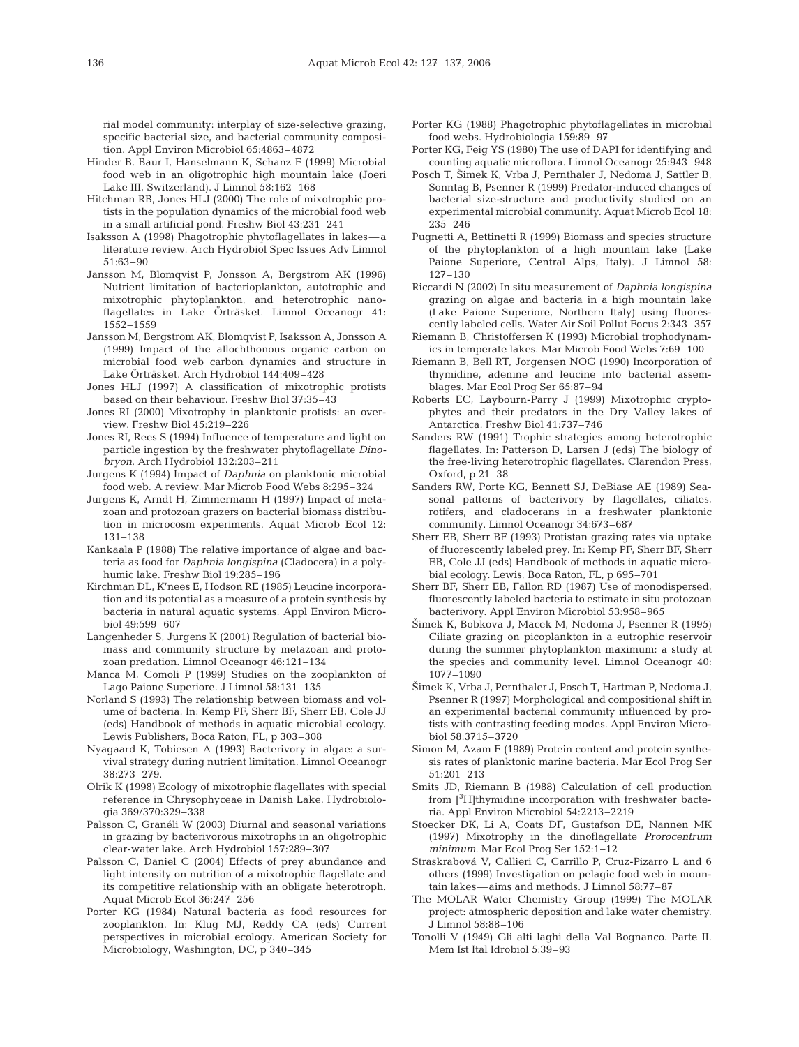rial model community: interplay of size-selective grazing, specific bacterial size, and bacterial community composition. Appl Environ Microbiol 65:4863–4872

Hinder B, Baur I, Hanselmann K, Schanz F (1999) Microbial food web in an oligotrophic high mountain lake (Joeri Lake III, Switzerland). J Limnol 58:162–168

Hitchman RB, Jones HLJ (2000) The role of mixotrophic protists in the population dynamics of the microbial food web in a small artificial pond. Freshw Biol 43:231–241

Isaksson A (1998) Phagotrophic phytoflagellates in lakes — a literature review. Arch Hydrobiol Spec Issues Adv Limnol 51:63–90

Jansson M, Blomqvist P, Jonsson A, Bergstrom AK (1996) Nutrient limitation of bacterioplankton, autotrophic and mixotrophic phytoplankton, and heterotrophic nanoflagellates in Lake Örträsket. Limnol Oceanogr 41: 1552–1559

Jansson M, Bergstrom AK, Blomqvist P, Isaksson A, Jonsson A (1999) Impact of the allochthonous organic carbon on microbial food web carbon dynamics and structure in Lake Örträsket. Arch Hydrobiol 144:409–428

Jones HLJ (1997) A classification of mixotrophic protists based on their behaviour. Freshw Biol 37:35–43

Jones RI (2000) Mixotrophy in planktonic protists: an overview. Freshw Biol 45:219–226

Jones RI, Rees S (1994) Influence of temperature and light on particle ingestion by the freshwater phytoflagellate *Dinobryon*. Arch Hydrobiol 132:203–211

Jurgens K (1994) Impact of *Daphnia* on planktonic microbial food web. A review. Mar Microb Food Webs 8:295–324

Jurgens K, Arndt H, Zimmermann H (1997) Impact of metazoan and protozoan grazers on bacterial biomass distribution in microcosm experiments. Aquat Microb Ecol 12: 131–138

Kankaala P (1988) The relative importance of algae and bacteria as food for *Daphnia longispina* (Cladocera) in a polyhumic lake. Freshw Biol 19:285–196

Kirchman DL, K'nees E, Hodson RE (1985) Leucine incorporation and its potential as a measure of a protein synthesis by bacteria in natural aquatic systems. Appl Environ Microbiol 49:599–607

Langenheder S, Jurgens K (2001) Regulation of bacterial biomass and community structure by metazoan and protozoan predation. Limnol Oceanogr 46:121–134

Manca M, Comoli P (1999) Studies on the zooplankton of Lago Paione Superiore. J Limnol 58:131–135

Norland S (1993) The relationship between biomass and volume of bacteria. In: Kemp PF, Sherr BF, Sherr EB, Cole JJ (eds) Handbook of methods in aquatic microbial ecology. Lewis Publishers, Boca Raton, FL, p 303–308

Nyagaard K, Tobiesen A (1993) Bacterivory in algae: a survival strategy during nutrient limitation. Limnol Oceanogr 38:273–279.

Olrik K (1998) Ecology of mixotrophic flagellates with special reference in Chrysophyceae in Danish Lake. Hydrobiologia 369/370:329–338

Palsson C, Granéli W (2003) Diurnal and seasonal variations in grazing by bacterivorous mixotrophs in an oligotrophic clear-water lake. Arch Hydrobiol 157:289–307

Palsson C, Daniel C (2004) Effects of prey abundance and light intensity on nutrition of a mixotrophic flagellate and its competitive relationship with an obligate heterotroph. Aquat Microb Ecol 36:247–256

Porter KG (1984) Natural bacteria as food resources for zooplankton. In: Klug MJ, Reddy CA (eds) Current perspectives in microbial ecology. American Society for Microbiology, Washington, DC, p 340–345

Porter KG (1988) Phagotrophic phytoflagellates in microbial food webs. Hydrobiologia 159:89–97

Porter KG, Feig YS (1980) The use of DAPI for identifying and counting aquatic microflora. Limnol Oceanogr 25:943–948

Posch T, Šimek K, Vrba J, Pernthaler J, Nedoma J, Sattler B, Sonntag B, Psenner R (1999) Predator-induced changes of bacterial size-structure and productivity studied on an experimental microbial community. Aquat Microb Ecol 18: 235–246

Pugnetti A, Bettinetti R (1999) Biomass and species structure of the phytoplankton of a high mountain lake (Lake Paione Superiore, Central Alps, Italy). J Limnol 58: 127–130

Riccardi N (2002) In situ measurement of *Daphnia longispina* grazing on algae and bacteria in a high mountain lake (Lake Paione Superiore, Northern Italy) using fluorescently labeled cells. Water Air Soil Pollut Focus 2:343–357

Riemann B, Christoffersen K (1993) Microbial trophodynamics in temperate lakes. Mar Microb Food Webs 7:69–100

Riemann B, Bell RT, Jorgensen NOG (1990) Incorporation of thymidine, adenine and leucine into bacterial assemblages. Mar Ecol Prog Ser 65:87–94

Roberts EC, Laybourn-Parry J (1999) Mixotrophic cryptophytes and their predators in the Dry Valley lakes of Antarctica. Freshw Biol 41:737–746

Sanders RW (1991) Trophic strategies among heterotrophic flagellates. In: Patterson D, Larsen J (eds) The biology of the free-living heterotrophic flagellates. Clarendon Press, Oxford, p 21–38

Sanders RW, Porte KG, Bennett SJ, DeBiase AE (1989) Seasonal patterns of bacterivory by flagellates, ciliates, rotifers, and cladocerans in a freshwater planktonic community. Limnol Oceanogr 34:673–687

Sherr EB, Sherr BF (1993) Protistan grazing rates via uptake of fluorescently labeled prey. In: Kemp PF, Sherr BF, Sherr EB, Cole JJ (eds) Handbook of methods in aquatic microbial ecology. Lewis, Boca Raton, FL, p 695–701

Sherr BF, Sherr EB, Fallon RD (1987) Use of monodispersed, fluorescently labeled bacteria to estimate in situ protozoan bacterivory. Appl Environ Microbiol 53:958–965

Šimek K, Bobkova J, Macek M, Nedoma J, Psenner R (1995) Ciliate grazing on picoplankton in a eutrophic reservoir during the summer phytoplankton maximum: a study at the species and community level. Limnol Oceanogr 40: 1077–1090

Šimek K, Vrba J, Pernthaler J, Posch T, Hartman P, Nedoma J, Psenner R (1997) Morphological and compositional shift in an experimental bacterial community influenced by protists with contrasting feeding modes. Appl Environ Microbiol 58:3715–3720

Simon M, Azam F (1989) Protein content and protein synthesis rates of planktonic marine bacteria. Mar Ecol Prog Ser 51:201–213

Smits JD, Riemann B (1988) Calculation of cell production from [$^{3}$H]thymidine incorporation with freshwater bacteria. Appl Environ Microbiol 54:2213–2219

Stoecker DK, Li A, Coats DF, Gustafson DE, Nannen MK (1997) Mixotrophy in the dinoflagellate *Prorocentrum minimum*. Mar Ecol Prog Ser 152:1–12

Straskrabová V, Callieri C, Carrillo P, Cruz-Pizarro L and 6 others (1999) Investigation on pelagic food web in mountain lakes — aims and methods. J Limnol 58:77–87

The MOLAR Water Chemistry Group (1999) The MOLAR project: atmospheric deposition and lake water chemistry. J Limnol 58:88–106

Tonolli V (1949) Gli alti laghi della Val Bognanco. Parte II. Mem Ist Ital Idrobiol 5:39–93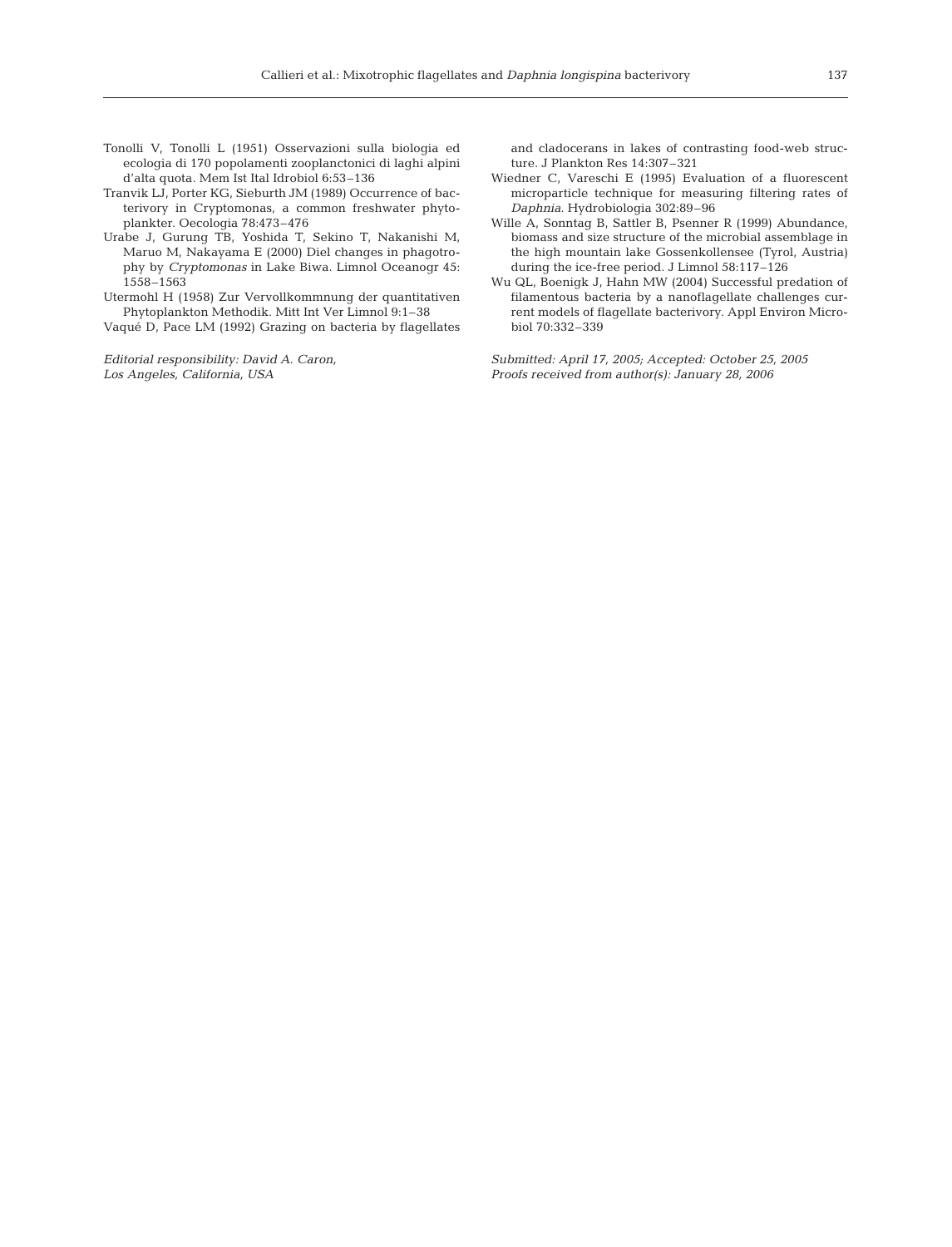Tonolli V, Tonolli L (1951) Osservazioni sulla biologia ed ecologia di 170 popolamenti zooplanctonici di laghi alpini d'alta quota. Mem Ist Ital Idrobiol 6:53–136

Tranvik LJ, Porter KG, Sieburth JM (1989) Occurrence of bacterivory in Cryptomonas, a common freshwater phytoplankter. Oecologia 78:473–476

Urabe J, Gurung TB, Yoshida T, Sekino T, Nakanishi M, Maruo M, Nakayama E (2000) Diel changes in phagotrophy by *Cryptomonas* in Lake Biwa. Limnol Oceanogr 45: 1558–1563

Utermohl H (1958) Zur Vervollkommnung der quantitativen Phytoplankton Methodik. Mitt Int Ver Limnol 9:1–38

Vaqué D, Pace LM (1992) Grazing on bacteria by flagellates and cladocerans in lakes of contrasting food-web structure. J Plankton Res 14:307–321

Wiedner C, Vareschi E (1995) Evaluation of a fluorescent microparticle technique for measuring filtering rates of *Daphnia*. Hydrobiologia 302:89–96

Wille A, Sonntag B, Sattler B, Psenner R (1999) Abundance, biomass and size structure of the microbial assemblage in the high mountain lake Gossenkollensee (Tyrol, Austria) during the ice-free period. J Limnol 58:117–126

Wu QL, Boenigk J, Hahn MW (2004) Successful predation of filamentous bacteria by a nanoflagellate challenges current models of flagellate bacterivory. Appl Environ Microbiol 70:332–339

*Editorial responsibility: David A. Caron, Los Angeles, California, USA*

*Submitted: April 17, 2005; Accepted: October 25, 2005*
*Proofs received from author(s): January 28, 2006*